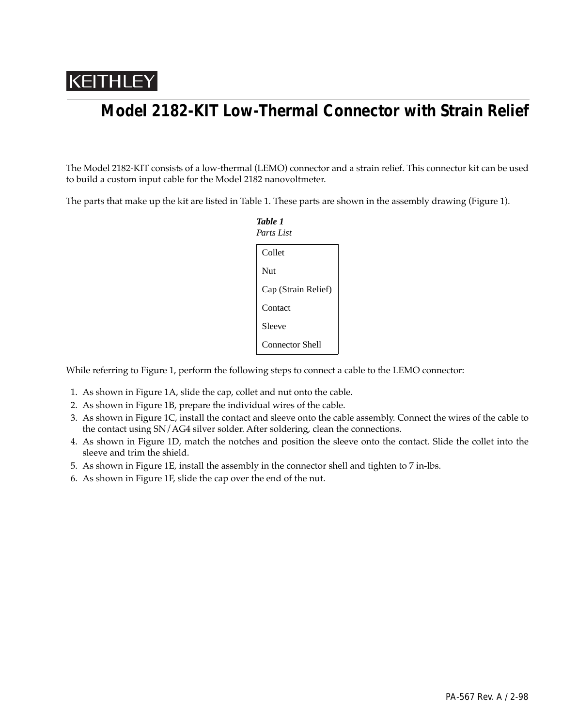KEITHLEY

# Model 2182-KIT Low-Thermal Connector with Strain Relief

The Model 2182-KIT consists of a low-thermal (LEMO) connector and a strain relief. This connector kit can be used to build a custom input cable for the Model 2182 nanovoltmeter.

The parts that make up the kit are listed in Table 1. These parts are shown in the assembly drawing (Figure 1).

***Table 1***
*Parts List*

| Parts |
|---|
| Collet |
| Nut |
| Cap (Strain Relief) |
| Contact |
| Sleeve |
| Connector Shell |

While referring to Figure 1, perform the following steps to connect a cable to the LEMO connector:

1. As shown in Figure 1A, slide the cap, collet and nut onto the cable.
2. As shown in Figure 1B, prepare the individual wires of the cable.
3. As shown in Figure 1C, install the contact and sleeve onto the cable assembly. Connect the wires of the cable to the contact using SN/AG4 silver solder. After soldering, clean the connections.
4. As shown in Figure 1D, match the notches and position the sleeve onto the contact. Slide the collet into the sleeve and trim the shield.
5. As shown in Figure 1E, install the assembly in the connector shell and tighten to 7 in-lbs.
6. As shown in Figure 1F, slide the cap over the end of the nut.

PA-567 Rev. A / 2-98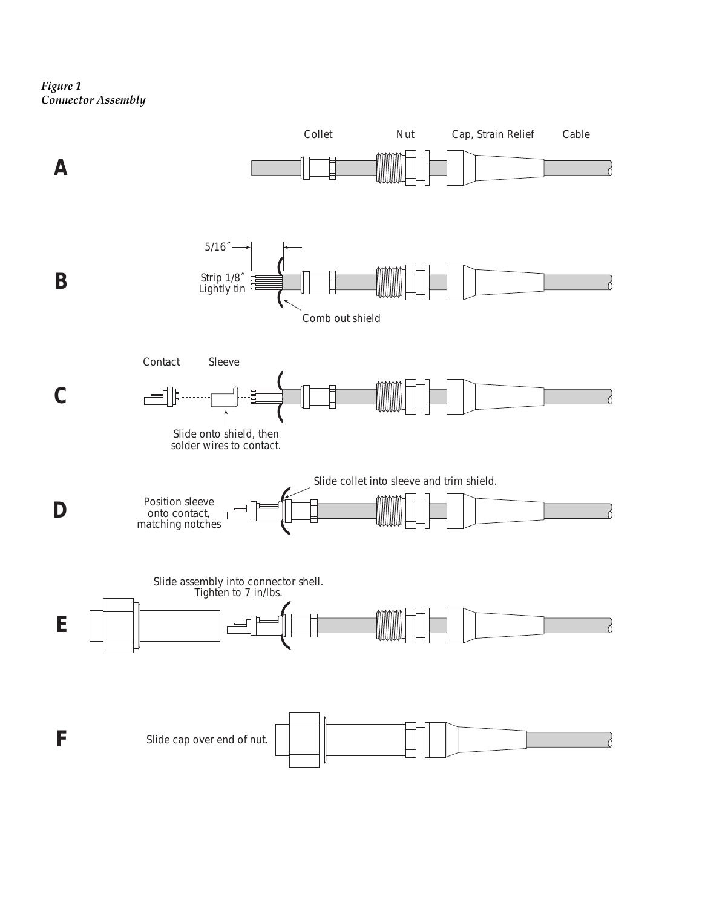*Figure 1*
*Connector Assembly*

**A**

Collet

Nut

Cap, Strain Relief

Cable

**B**

5/16″

Strip 1/8″
Lightly tin

Comb out shield

**C**

Contact

Sleeve

Slide onto shield, then
solder wires to contact.

**D**

Slide collet into sleeve and trim shield.

Position sleeve
onto contact,
matching notches

**E**

Slide assembly into connector shell.
Tighten to 7 in/lbs.

**F**

Slide cap over end of nut.